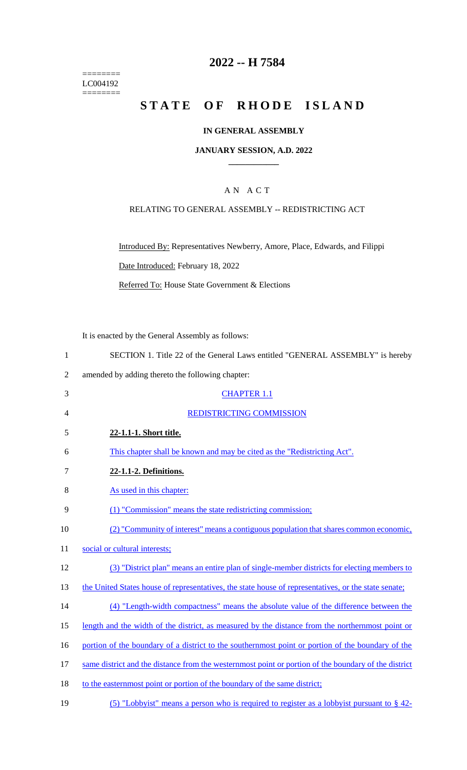========
LC004192
========

# 2022 -- H 7584

# STATE OF RHODE ISLAND

### IN GENERAL ASSEMBLY

### JANUARY SESSION, A.D. 2022

## A N A C T

### RELATING TO GENERAL ASSEMBLY -- REDISTRICTING ACT

Introduced By: Representatives Newberry, Amore, Place, Edwards, and Filippi

Date Introduced: February 18, 2022

Referred To: House State Government & Elections

It is enacted by the General Assembly as follows:

1 SECTION 1. Title 22 of the General Laws entitled "GENERAL ASSEMBLY" is hereby
2 amended by adding thereto the following chapter:

3 CHAPTER 1.1

4 REDISTRICTING COMMISSION

5 **22-1.1-1. Short title.**

6 This chapter shall be known and may be cited as the "Redistricting Act".

7 **22-1.1-2. Definitions.**

8 As used in this chapter:

9 (1) "Commission" means the state redistricting commission;

10 (2) "Community of interest" means a contiguous population that shares common economic,
11 social or cultural interests;

12 (3) "District plan" means an entire plan of single-member districts for electing members to
13 the United States house of representatives, the state house of representatives, or the state senate;

14 (4) "Length-width compactness" means the absolute value of the difference between the
15 length and the width of the district, as measured by the distance from the northernmost point or
16 portion of the boundary of a district to the southernmost point or portion of the boundary of the
17 same district and the distance from the westernmost point or portion of the boundary of the district
18 to the easternmost point or portion of the boundary of the same district;

19 (5) "Lobbyist" means a person who is required to register as a lobbyist pursuant to § 42-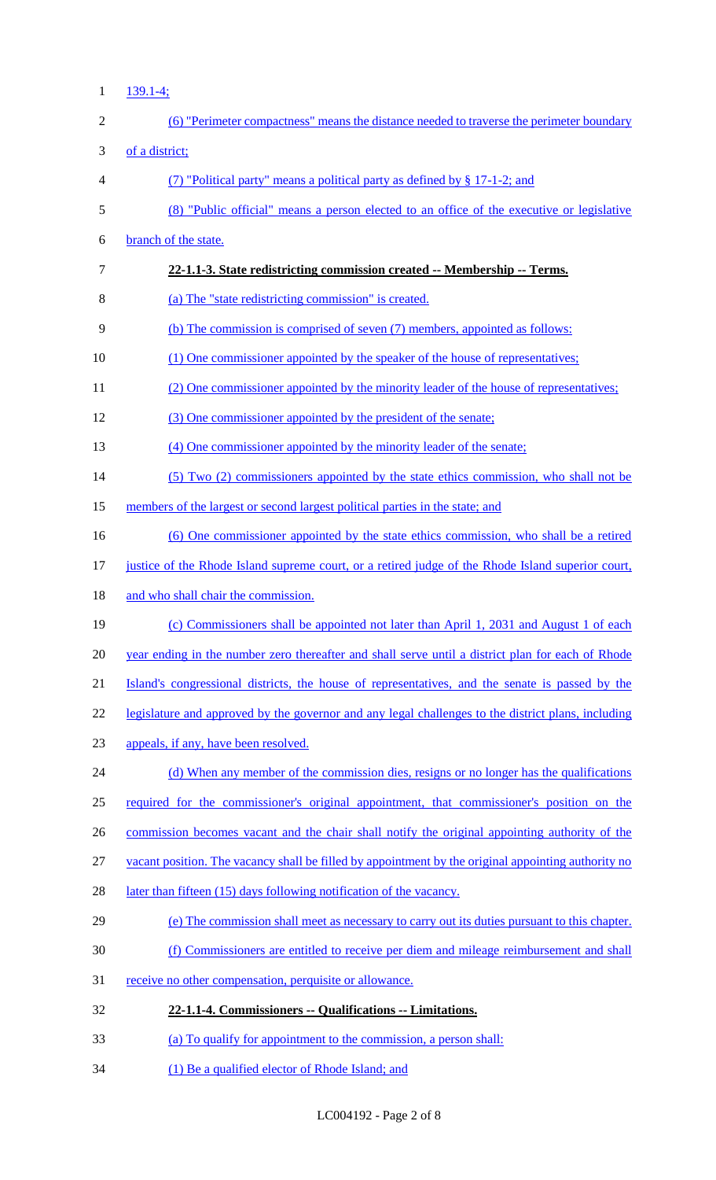139.1-4;

(6) "Perimeter compactness" means the distance needed to traverse the perimeter boundary of a district;

(7) "Political party" means a political party as defined by § 17-1-2; and

(8) "Public official" means a person elected to an office of the executive or legislative branch of the state.

**22-1.1-3. State redistricting commission created -- Membership -- Terms.**

(a) The "state redistricting commission" is created.

(b) The commission is comprised of seven (7) members, appointed as follows:

(1) One commissioner appointed by the speaker of the house of representatives;

(2) One commissioner appointed by the minority leader of the house of representatives;

(3) One commissioner appointed by the president of the senate;

(4) One commissioner appointed by the minority leader of the senate;

(5) Two (2) commissioners appointed by the state ethics commission, who shall not be members of the largest or second largest political parties in the state; and

(6) One commissioner appointed by the state ethics commission, who shall be a retired justice of the Rhode Island supreme court, or a retired judge of the Rhode Island superior court, and who shall chair the commission.

(c) Commissioners shall be appointed not later than April 1, 2031 and August 1 of each year ending in the number zero thereafter and shall serve until a district plan for each of Rhode Island's congressional districts, the house of representatives, and the senate is passed by the legislature and approved by the governor and any legal challenges to the district plans, including appeals, if any, have been resolved.

(d) When any member of the commission dies, resigns or no longer has the qualifications required for the commissioner's original appointment, that commissioner's position on the commission becomes vacant and the chair shall notify the original appointing authority of the vacant position. The vacancy shall be filled by appointment by the original appointing authority no later than fifteen (15) days following notification of the vacancy.

(e) The commission shall meet as necessary to carry out its duties pursuant to this chapter.

(f) Commissioners are entitled to receive per diem and mileage reimbursement and shall receive no other compensation, perquisite or allowance.

**22-1.1-4. Commissioners -- Qualifications -- Limitations.**

(a) To qualify for appointment to the commission, a person shall:

(1) Be a qualified elector of Rhode Island; and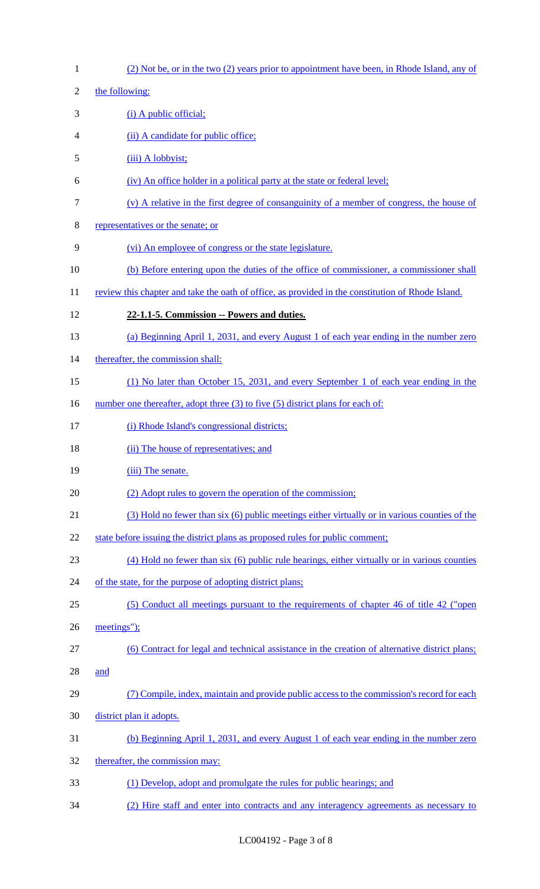(2) Not be, or in the two (2) years prior to appointment have been, in Rhode Island, any of the following:

(i) A public official;

(ii) A candidate for public office;

(iii) A lobbyist;

(iv) An office holder in a political party at the state or federal level;

(v) A relative in the first degree of consanguinity of a member of congress, the house of representatives or the senate; or

(vi) An employee of congress or the state legislature.

(b) Before entering upon the duties of the office of commissioner, a commissioner shall review this chapter and take the oath of office, as provided in the constitution of Rhode Island.

**22-1.1-5. Commission -- Powers and duties.**

(a) Beginning April 1, 2031, and every August 1 of each year ending in the number zero thereafter, the commission shall:

(1) No later than October 15, 2031, and every September 1 of each year ending in the number one thereafter, adopt three (3) to five (5) district plans for each of:

(i) Rhode Island's congressional districts;

(ii) The house of representatives; and

(iii) The senate.

(2) Adopt rules to govern the operation of the commission;

(3) Hold no fewer than six (6) public meetings either virtually or in various counties of the state before issuing the district plans as proposed rules for public comment;

(4) Hold no fewer than six (6) public rule hearings, either virtually or in various counties of the state, for the purpose of adopting district plans;

(5) Conduct all meetings pursuant to the requirements of chapter 46 of title 42 ("open meetings");

(6) Contract for legal and technical assistance in the creation of alternative district plans; and

(7) Compile, index, maintain and provide public access to the commission's record for each district plan it adopts.

(b) Beginning April 1, 2031, and every August 1 of each year ending in the number zero thereafter, the commission may:

(1) Develop, adopt and promulgate the rules for public hearings; and

(2) Hire staff and enter into contracts and any interagency agreements as necessary to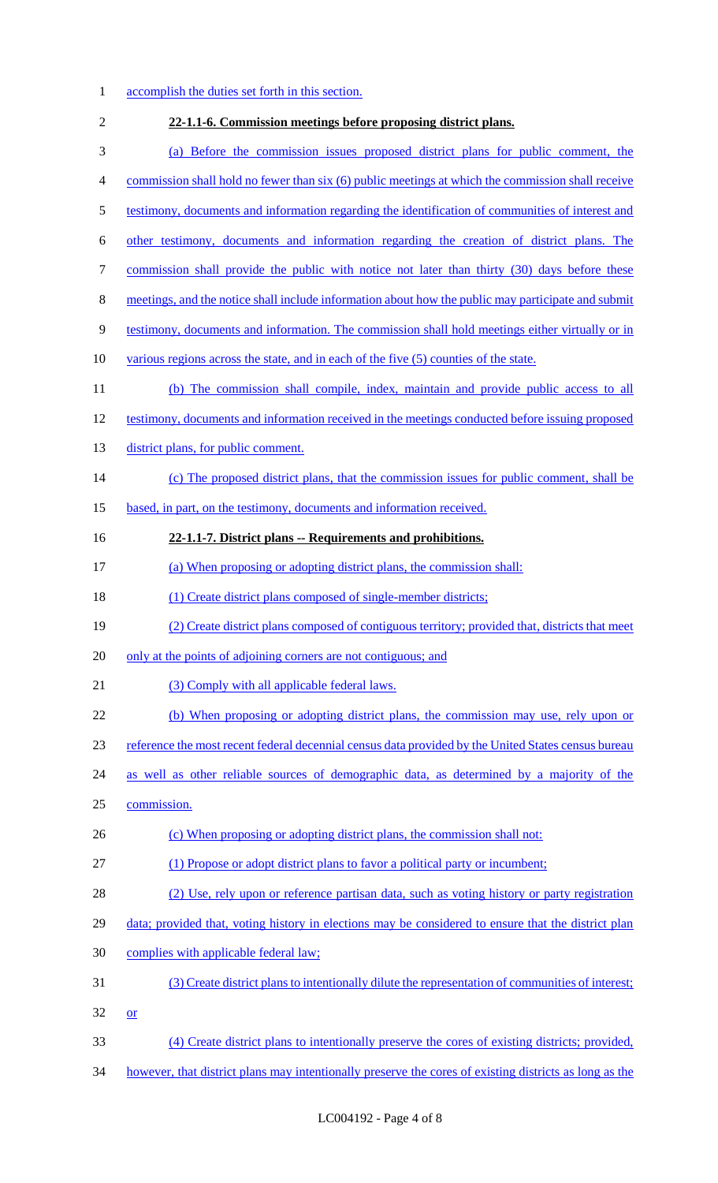accomplish the duties set forth in this section.

**22-1.1-6. Commission meetings before proposing district plans.**

(a) Before the commission issues proposed district plans for public comment, the commission shall hold no fewer than six (6) public meetings at which the commission shall receive testimony, documents and information regarding the identification of communities of interest and other testimony, documents and information regarding the creation of district plans. The commission shall provide the public with notice not later than thirty (30) days before these meetings, and the notice shall include information about how the public may participate and submit testimony, documents and information. The commission shall hold meetings either virtually or in various regions across the state, and in each of the five (5) counties of the state.

(b) The commission shall compile, index, maintain and provide public access to all testimony, documents and information received in the meetings conducted before issuing proposed district plans, for public comment.

(c) The proposed district plans, that the commission issues for public comment, shall be based, in part, on the testimony, documents and information received.

**22-1.1-7. District plans -- Requirements and prohibitions.**

(a) When proposing or adopting district plans, the commission shall:

(1) Create district plans composed of single-member districts;

(2) Create district plans composed of contiguous territory; provided that, districts that meet only at the points of adjoining corners are not contiguous; and

(3) Comply with all applicable federal laws.

(b) When proposing or adopting district plans, the commission may use, rely upon or reference the most recent federal decennial census data provided by the United States census bureau as well as other reliable sources of demographic data, as determined by a majority of the commission.

(c) When proposing or adopting district plans, the commission shall not:

(1) Propose or adopt district plans to favor a political party or incumbent;

(2) Use, rely upon or reference partisan data, such as voting history or party registration data; provided that, voting history in elections may be considered to ensure that the district plan complies with applicable federal law;

(3) Create district plans to intentionally dilute the representation of communities of interest; or

(4) Create district plans to intentionally preserve the cores of existing districts; provided, however, that district plans may intentionally preserve the cores of existing districts as long as the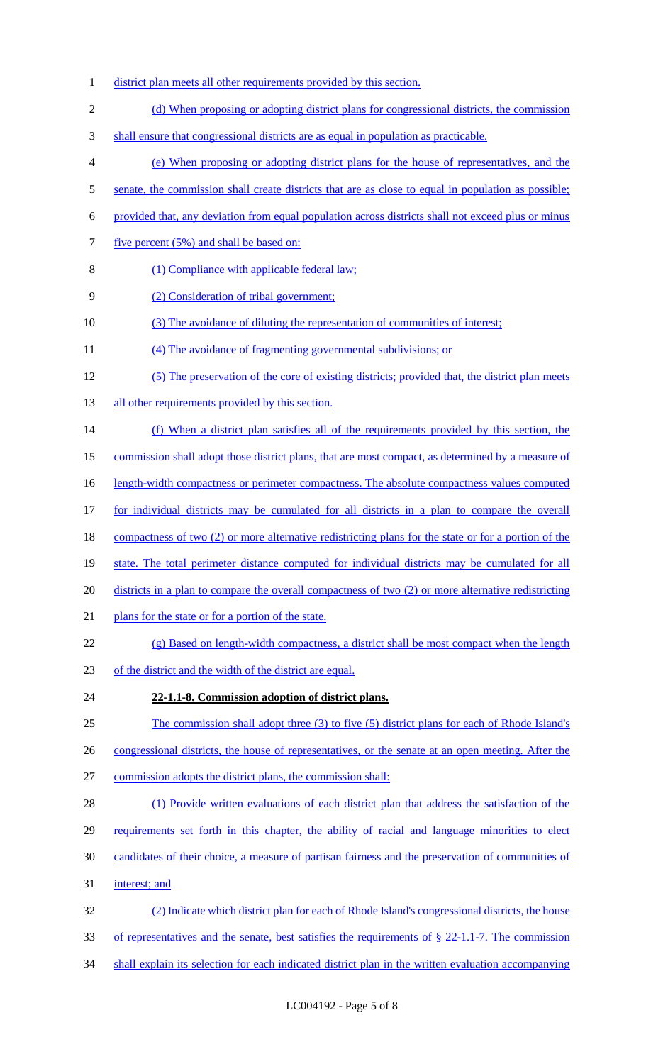district plan meets all other requirements provided by this section.

(d) When proposing or adopting district plans for congressional districts, the commission shall ensure that congressional districts are as equal in population as practicable.

(e) When proposing or adopting district plans for the house of representatives, and the senate, the commission shall create districts that are as close to equal in population as possible; provided that, any deviation from equal population across districts shall not exceed plus or minus five percent (5%) and shall be based on:

(1) Compliance with applicable federal law;

(2) Consideration of tribal government;

(3) The avoidance of diluting the representation of communities of interest;

(4) The avoidance of fragmenting governmental subdivisions; or

(5) The preservation of the core of existing districts; provided that, the district plan meets all other requirements provided by this section.

(f) When a district plan satisfies all of the requirements provided by this section, the commission shall adopt those district plans, that are most compact, as determined by a measure of length-width compactness or perimeter compactness. The absolute compactness values computed for individual districts may be cumulated for all districts in a plan to compare the overall compactness of two (2) or more alternative redistricting plans for the state or for a portion of the state. The total perimeter distance computed for individual districts may be cumulated for all districts in a plan to compare the overall compactness of two (2) or more alternative redistricting plans for the state or for a portion of the state.

(g) Based on length-width compactness, a district shall be most compact when the length of the district and the width of the district are equal.

**22-1.1-8. Commission adoption of district plans.**

The commission shall adopt three (3) to five (5) district plans for each of Rhode Island's congressional districts, the house of representatives, or the senate at an open meeting. After the commission adopts the district plans, the commission shall:

(1) Provide written evaluations of each district plan that address the satisfaction of the requirements set forth in this chapter, the ability of racial and language minorities to elect candidates of their choice, a measure of partisan fairness and the preservation of communities of interest; and

(2) Indicate which district plan for each of Rhode Island's congressional districts, the house of representatives and the senate, best satisfies the requirements of § 22-1.1-7. The commission shall explain its selection for each indicated district plan in the written evaluation accompanying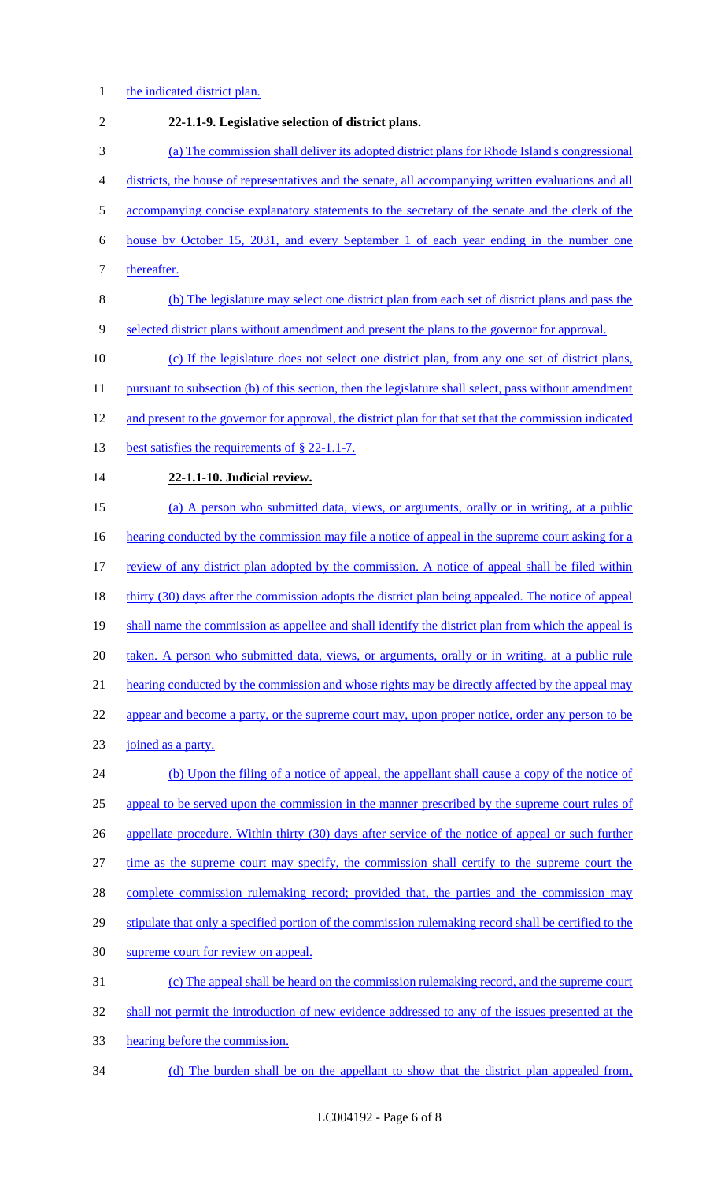the indicated district plan.

**22-1.1-9. Legislative selection of district plans.**

(a) The commission shall deliver its adopted district plans for Rhode Island's congressional districts, the house of representatives and the senate, all accompanying written evaluations and all accompanying concise explanatory statements to the secretary of the senate and the clerk of the house by October 15, 2031, and every September 1 of each year ending in the number one thereafter.

(b) The legislature may select one district plan from each set of district plans and pass the selected district plans without amendment and present the plans to the governor for approval.

(c) If the legislature does not select one district plan, from any one set of district plans, pursuant to subsection (b) of this section, then the legislature shall select, pass without amendment and present to the governor for approval, the district plan for that set that the commission indicated best satisfies the requirements of § 22-1.1-7.

**22-1.1-10. Judicial review.**

(a) A person who submitted data, views, or arguments, orally or in writing, at a public hearing conducted by the commission may file a notice of appeal in the supreme court asking for a review of any district plan adopted by the commission. A notice of appeal shall be filed within thirty (30) days after the commission adopts the district plan being appealed. The notice of appeal shall name the commission as appellee and shall identify the district plan from which the appeal is taken. A person who submitted data, views, or arguments, orally or in writing, at a public rule hearing conducted by the commission and whose rights may be directly affected by the appeal may appear and become a party, or the supreme court may, upon proper notice, order any person to be joined as a party.

(b) Upon the filing of a notice of appeal, the appellant shall cause a copy of the notice of appeal to be served upon the commission in the manner prescribed by the supreme court rules of appellate procedure. Within thirty (30) days after service of the notice of appeal or such further time as the supreme court may specify, the commission shall certify to the supreme court the complete commission rulemaking record; provided that, the parties and the commission may stipulate that only a specified portion of the commission rulemaking record shall be certified to the supreme court for review on appeal.

(c) The appeal shall be heard on the commission rulemaking record, and the supreme court shall not permit the introduction of new evidence addressed to any of the issues presented at the hearing before the commission.

(d) The burden shall be on the appellant to show that the district plan appealed from,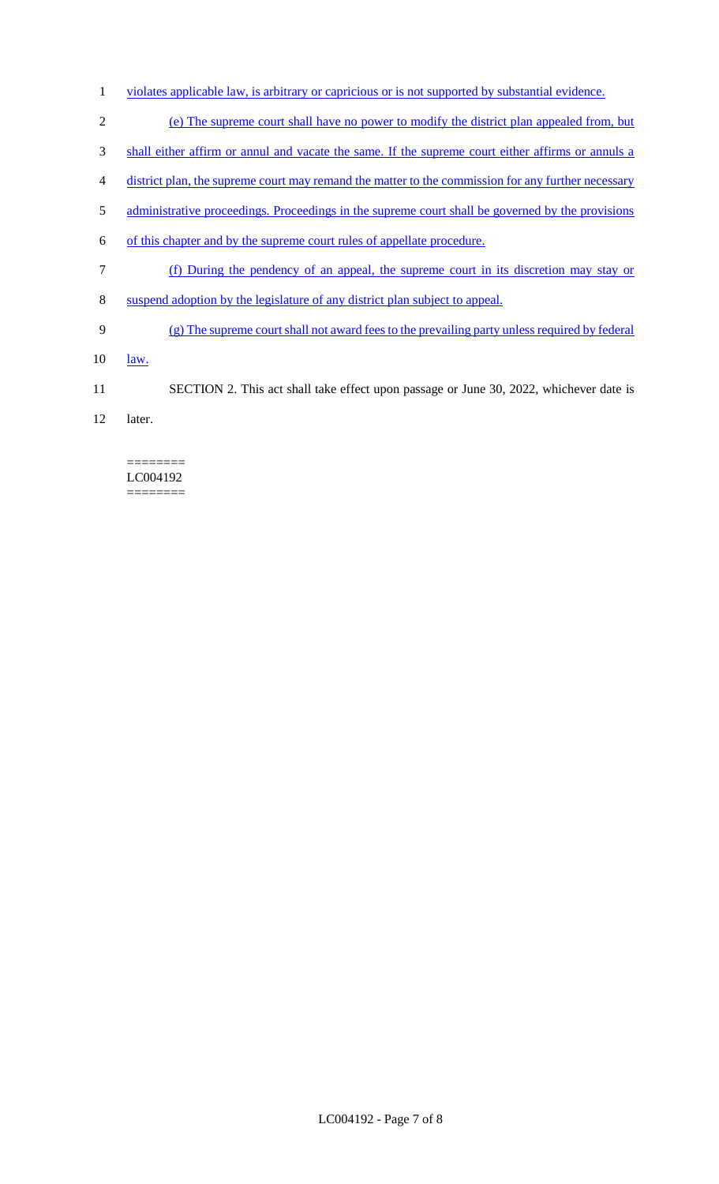violates applicable law, is arbitrary or capricious or is not supported by substantial evidence.

(e) The supreme court shall have no power to modify the district plan appealed from, but shall either affirm or annul and vacate the same. If the supreme court either affirms or annuls a district plan, the supreme court may remand the matter to the commission for any further necessary administrative proceedings. Proceedings in the supreme court shall be governed by the provisions of this chapter and by the supreme court rules of appellate procedure.

(f) During the pendency of an appeal, the supreme court in its discretion may stay or suspend adoption by the legislature of any district plan subject to appeal.

(g) The supreme court shall not award fees to the prevailing party unless required by federal law.

SECTION 2. This act shall take effect upon passage or June 30, 2022, whichever date is later.

========
LC004192
========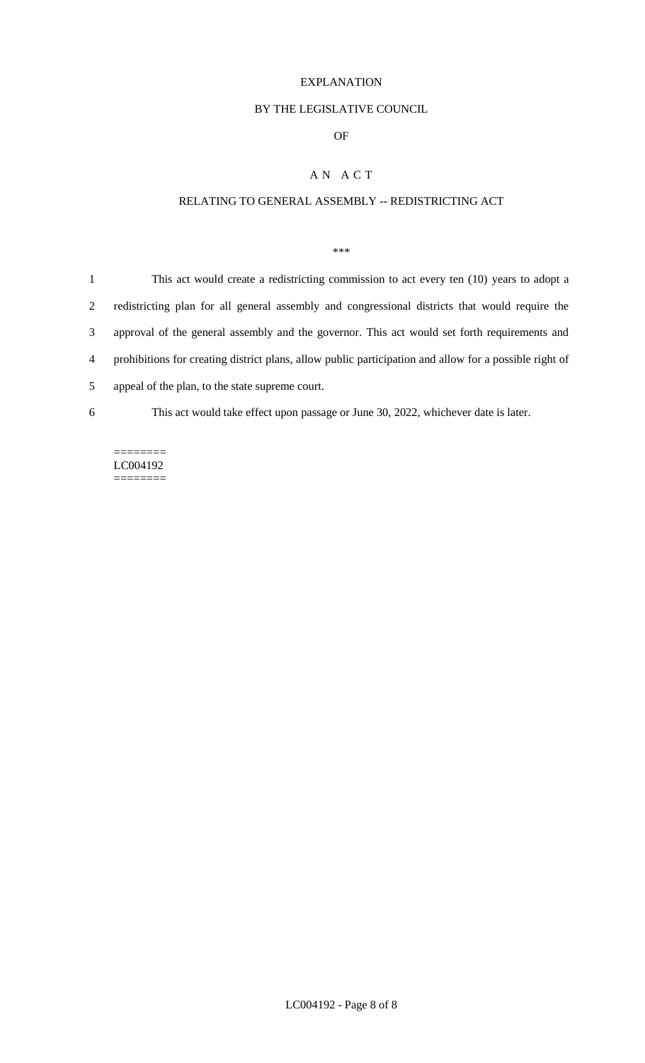EXPLANATION

BY THE LEGISLATIVE COUNCIL

OF

A N A C T

RELATING TO GENERAL ASSEMBLY -- REDISTRICTING ACT

\*\*\*

This act would create a redistricting commission to act every ten (10) years to adopt a redistricting plan for all general assembly and congressional districts that would require the approval of the general assembly and the governor. This act would set forth requirements and prohibitions for creating district plans, allow public participation and allow for a possible right of appeal of the plan, to the state supreme court.

This act would take effect upon passage or June 30, 2022, whichever date is later.

========
LC004192
========